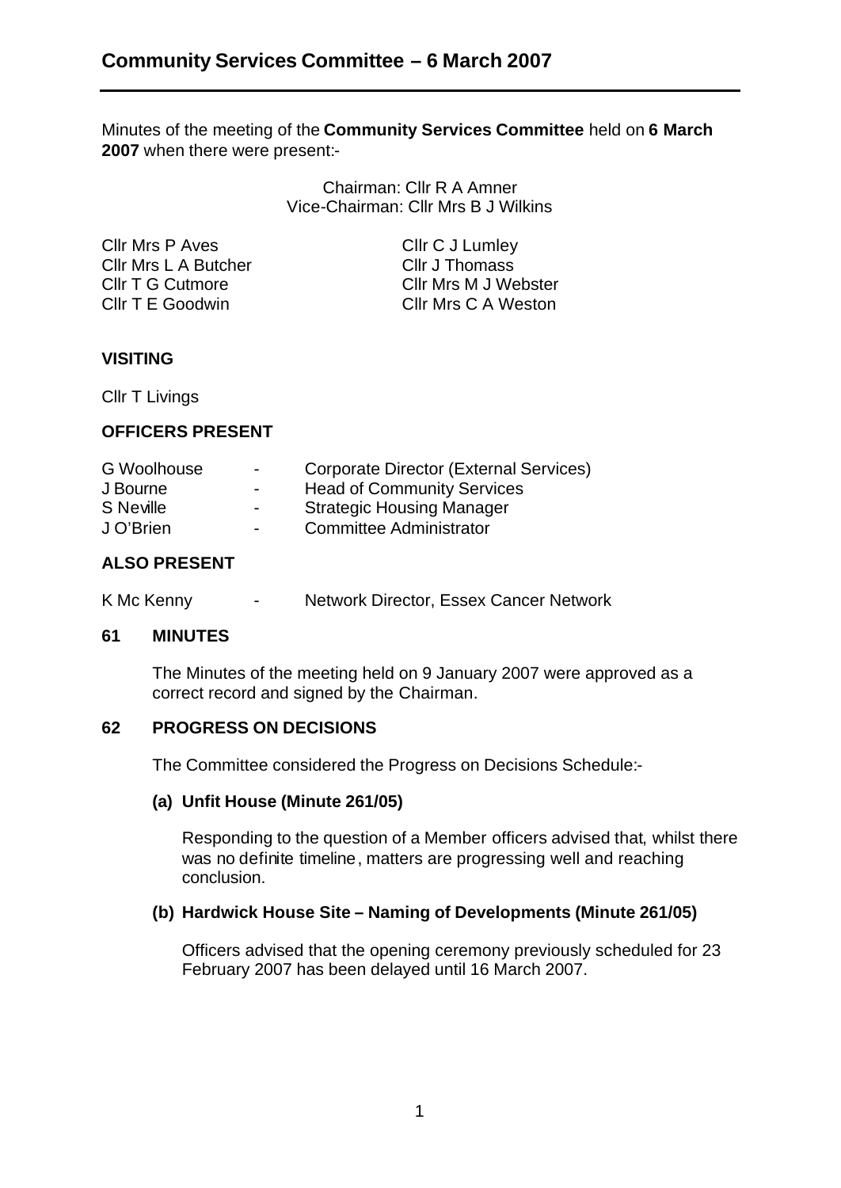# Community Services Committee – 6 March 2007

Minutes of the meeting of the **Community Services Committee** held on **6 March 2007** when there were present:-

Chairman: Cllr R A Amner
Vice-Chairman: Cllr Mrs B J Wilkins

Cllr Mrs P Aves
Cllr Mrs L A Butcher
Cllr T G Cutmore
Cllr T E Goodwin
Cllr C J Lumley
Cllr J Thomass
Cllr Mrs M J Webster
Cllr Mrs C A Weston

**VISITING**

Cllr T Livings

**OFFICERS PRESENT**

| | | |
|---|---|---|
| G Woolhouse | - | Corporate Director (External Services) |
| J Bourne | - | Head of Community Services |
| S Neville | - | Strategic Housing Manager |
| J O'Brien | - | Committee Administrator |

**ALSO PRESENT**

| | | |
|---|---|---|
| K Mc Kenny | - | Network Director, Essex Cancer Network |

## 61 MINUTES

The Minutes of the meeting held on 9 January 2007 were approved as a correct record and signed by the Chairman.

## 62 PROGRESS ON DECISIONS

The Committee considered the Progress on Decisions Schedule:-

**(a) Unfit House (Minute 261/05)**

Responding to the question of a Member officers advised that, whilst there was no definite timeline, matters are progressing well and reaching conclusion.

**(b) Hardwick House Site – Naming of Developments (Minute 261/05)**

Officers advised that the opening ceremony previously scheduled for 23 February 2007 has been delayed until 16 March 2007.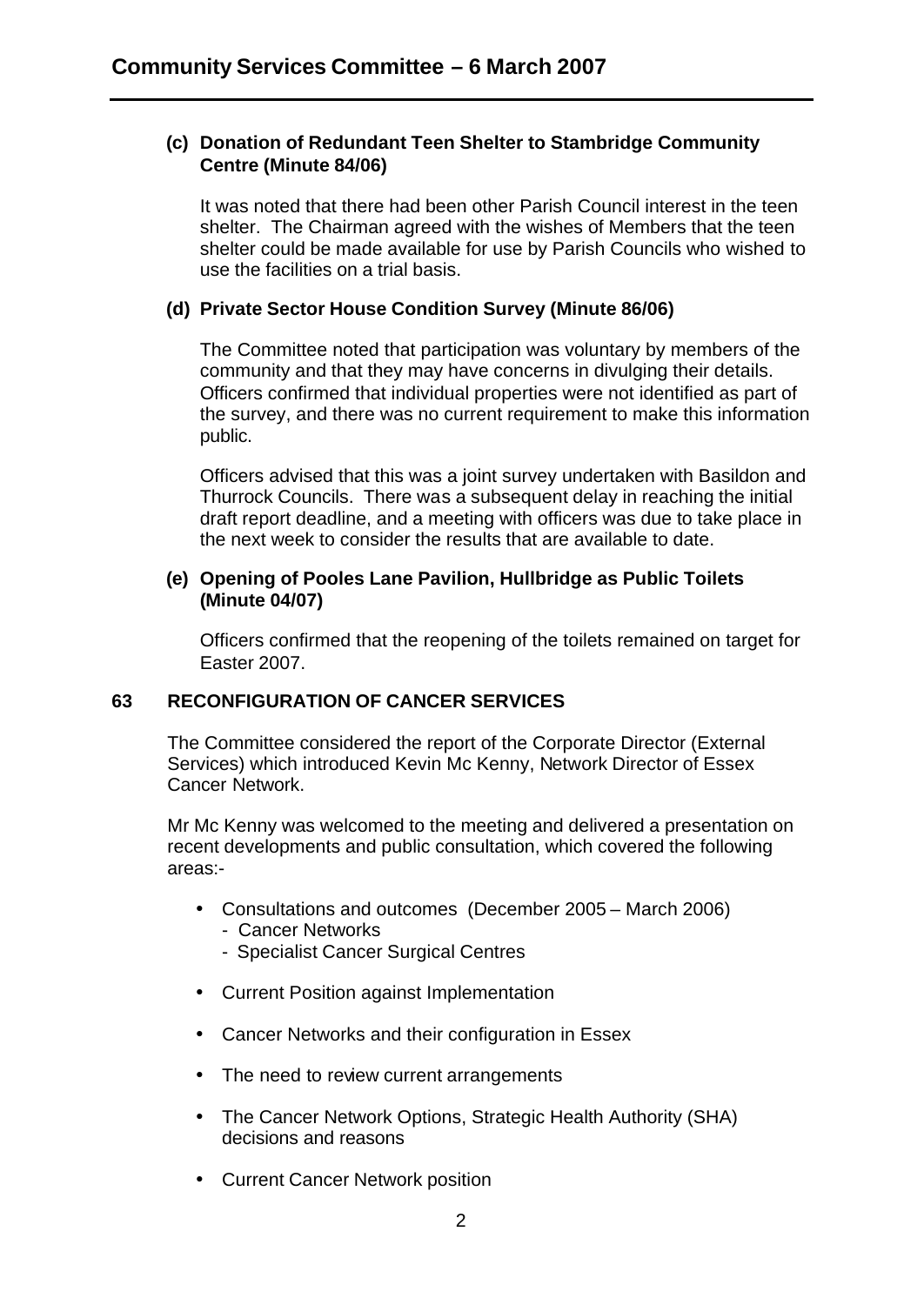**(c) Donation of Redundant Teen Shelter to Stambridge Community Centre (Minute 84/06)**

It was noted that there had been other Parish Council interest in the teen shelter. The Chairman agreed with the wishes of Members that the teen shelter could be made available for use by Parish Councils who wished to use the facilities on a trial basis.

**(d) Private Sector House Condition Survey (Minute 86/06)**

The Committee noted that participation was voluntary by members of the community and that they may have concerns in divulging their details. Officers confirmed that individual properties were not identified as part of the survey, and there was no current requirement to make this information public.

Officers advised that this was a joint survey undertaken with Basildon and Thurrock Councils. There was a subsequent delay in reaching the initial draft report deadline, and a meeting with officers was due to take place in the next week to consider the results that are available to date.

**(e) Opening of Pooles Lane Pavilion, Hullbridge as Public Toilets (Minute 04/07)**

Officers confirmed that the reopening of the toilets remained on target for Easter 2007.

## 63 RECONFIGURATION OF CANCER SERVICES

The Committee considered the report of the Corporate Director (External Services) which introduced Kevin Mc Kenny, Network Director of Essex Cancer Network.

Mr Mc Kenny was welcomed to the meeting and delivered a presentation on recent developments and public consultation, which covered the following areas:-

- Consultations and outcomes (December 2005 – March 2006)
  - Cancer Networks
  - Specialist Cancer Surgical Centres
- Current Position against Implementation
- Cancer Networks and their configuration in Essex
- The need to review current arrangements
- The Cancer Network Options, Strategic Health Authority (SHA) decisions and reasons
- Current Cancer Network position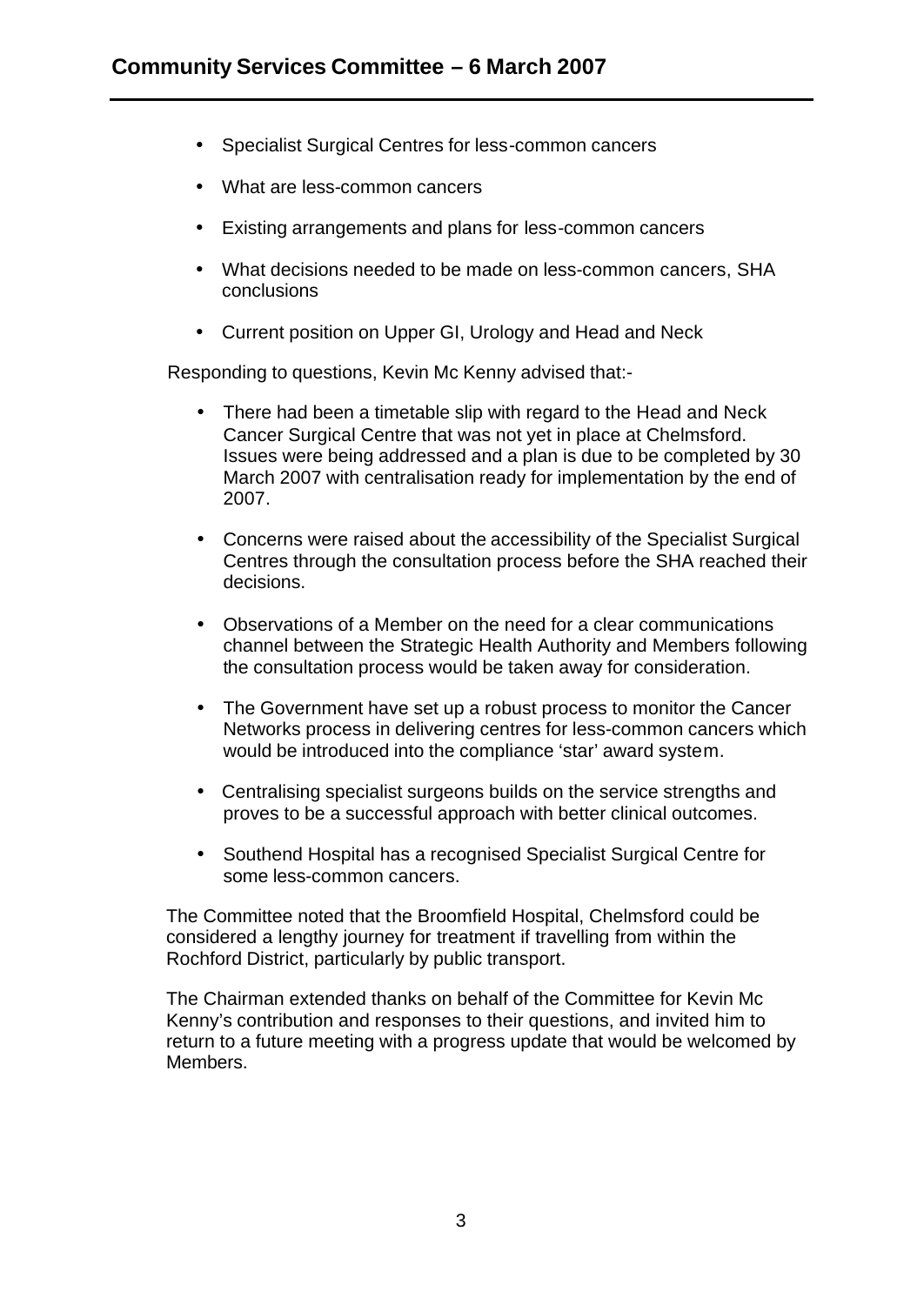- Specialist Surgical Centres for less-common cancers
- What are less-common cancers
- Existing arrangements and plans for less-common cancers
- What decisions needed to be made on less-common cancers, SHA conclusions
- Current position on Upper GI, Urology and Head and Neck

Responding to questions, Kevin Mc Kenny advised that:-

- There had been a timetable slip with regard to the Head and Neck Cancer Surgical Centre that was not yet in place at Chelmsford. Issues were being addressed and a plan is due to be completed by 30 March 2007 with centralisation ready for implementation by the end of 2007.
- Concerns were raised about the accessibility of the Specialist Surgical Centres through the consultation process before the SHA reached their decisions.
- Observations of a Member on the need for a clear communications channel between the Strategic Health Authority and Members following the consultation process would be taken away for consideration.
- The Government have set up a robust process to monitor the Cancer Networks process in delivering centres for less-common cancers which would be introduced into the compliance 'star' award system.
- Centralising specialist surgeons builds on the service strengths and proves to be a successful approach with better clinical outcomes.
- Southend Hospital has a recognised Specialist Surgical Centre for some less-common cancers.

The Committee noted that the Broomfield Hospital, Chelmsford could be considered a lengthy journey for treatment if travelling from within the Rochford District, particularly by public transport.

The Chairman extended thanks on behalf of the Committee for Kevin Mc Kenny's contribution and responses to their questions, and invited him to return to a future meeting with a progress update that would be welcomed by Members.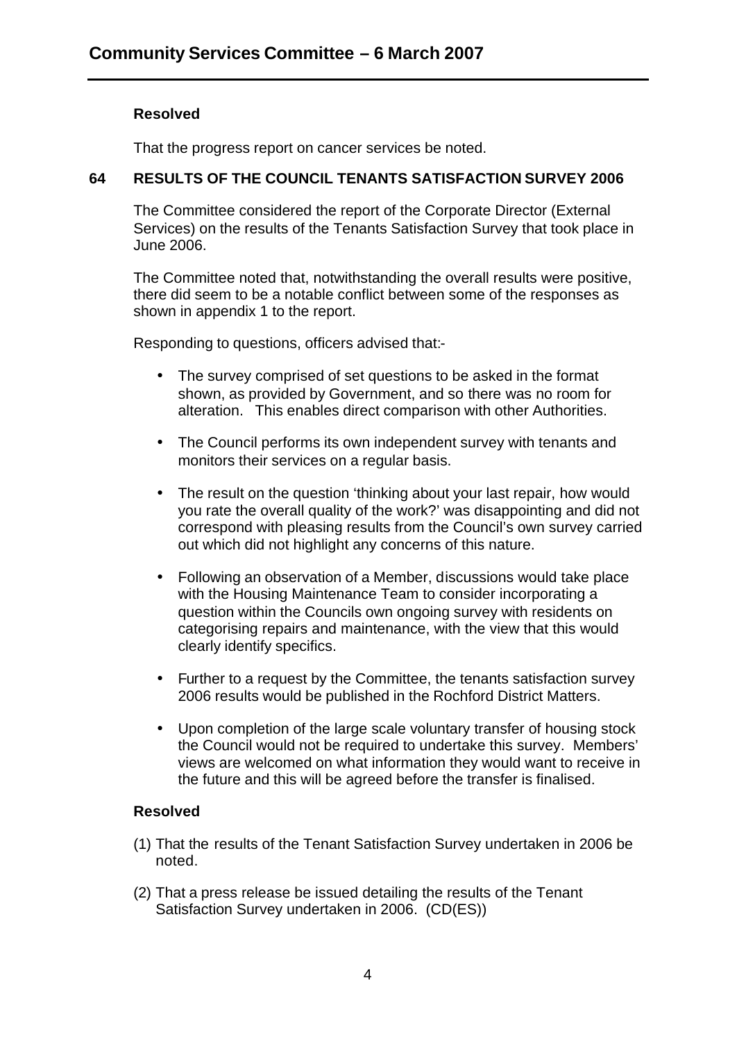**Resolved**

That the progress report on cancer services be noted.

## 64 RESULTS OF THE COUNCIL TENANTS SATISFACTION SURVEY 2006

The Committee considered the report of the Corporate Director (External Services) on the results of the Tenants Satisfaction Survey that took place in June 2006.

The Committee noted that, notwithstanding the overall results were positive, there did seem to be a notable conflict between some of the responses as shown in appendix 1 to the report.

Responding to questions, officers advised that:-

- The survey comprised of set questions to be asked in the format shown, as provided by Government, and so there was no room for alteration. This enables direct comparison with other Authorities.
- The Council performs its own independent survey with tenants and monitors their services on a regular basis.
- The result on the question 'thinking about your last repair, how would you rate the overall quality of the work?' was disappointing and did not correspond with pleasing results from the Council's own survey carried out which did not highlight any concerns of this nature.
- Following an observation of a Member, discussions would take place with the Housing Maintenance Team to consider incorporating a question within the Councils own ongoing survey with residents on categorising repairs and maintenance, with the view that this would clearly identify specifics.
- Further to a request by the Committee, the tenants satisfaction survey 2006 results would be published in the Rochford District Matters.
- Upon completion of the large scale voluntary transfer of housing stock the Council would not be required to undertake this survey. Members' views are welcomed on what information they would want to receive in the future and this will be agreed before the transfer is finalised.

**Resolved**

(1) That the results of the Tenant Satisfaction Survey undertaken in 2006 be noted.

(2) That a press release be issued detailing the results of the Tenant Satisfaction Survey undertaken in 2006. (CD(ES))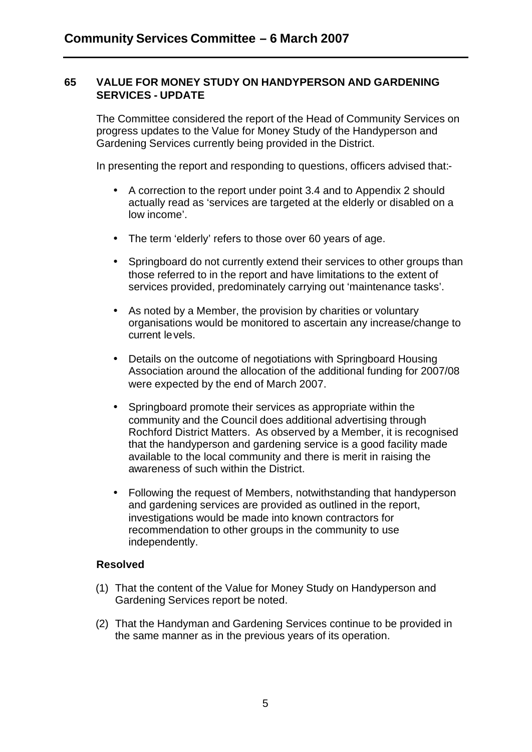## 65 VALUE FOR MONEY STUDY ON HANDYPERSON AND GARDENING SERVICES - UPDATE

The Committee considered the report of the Head of Community Services on progress updates to the Value for Money Study of the Handyperson and Gardening Services currently being provided in the District.

In presenting the report and responding to questions, officers advised that:-

- A correction to the report under point 3.4 and to Appendix 2 should actually read as 'services are targeted at the elderly or disabled on a low income'.
- The term 'elderly' refers to those over 60 years of age.
- Springboard do not currently extend their services to other groups than those referred to in the report and have limitations to the extent of services provided, predominately carrying out 'maintenance tasks'.
- As noted by a Member, the provision by charities or voluntary organisations would be monitored to ascertain any increase/change to current levels.
- Details on the outcome of negotiations with Springboard Housing Association around the allocation of the additional funding for 2007/08 were expected by the end of March 2007.
- Springboard promote their services as appropriate within the community and the Council does additional advertising through Rochford District Matters. As observed by a Member, it is recognised that the handyperson and gardening service is a good facility made available to the local community and there is merit in raising the awareness of such within the District.
- Following the request of Members, notwithstanding that handyperson and gardening services are provided as outlined in the report, investigations would be made into known contractors for recommendation to other groups in the community to use independently.

**Resolved**

(1) That the content of the Value for Money Study on Handyperson and Gardening Services report be noted.

(2) That the Handyman and Gardening Services continue to be provided in the same manner as in the previous years of its operation.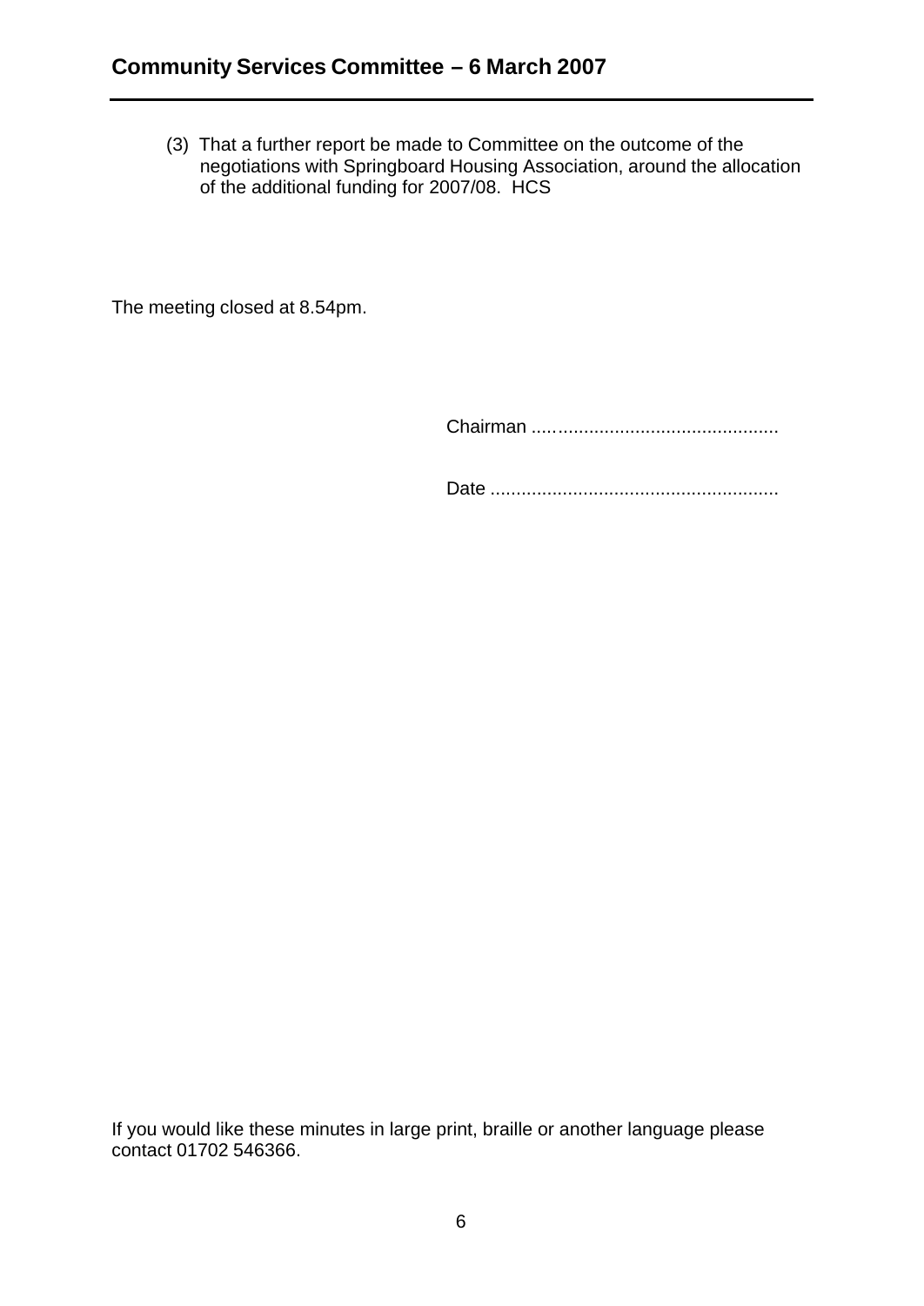(3) That a further report be made to Committee on the outcome of the negotiations with Springboard Housing Association, around the allocation of the additional funding for 2007/08. HCS

The meeting closed at 8.54pm.

Chairman ...............................................

Date .......................................................

If you would like these minutes in large print, braille or another language please contact 01702 546366.